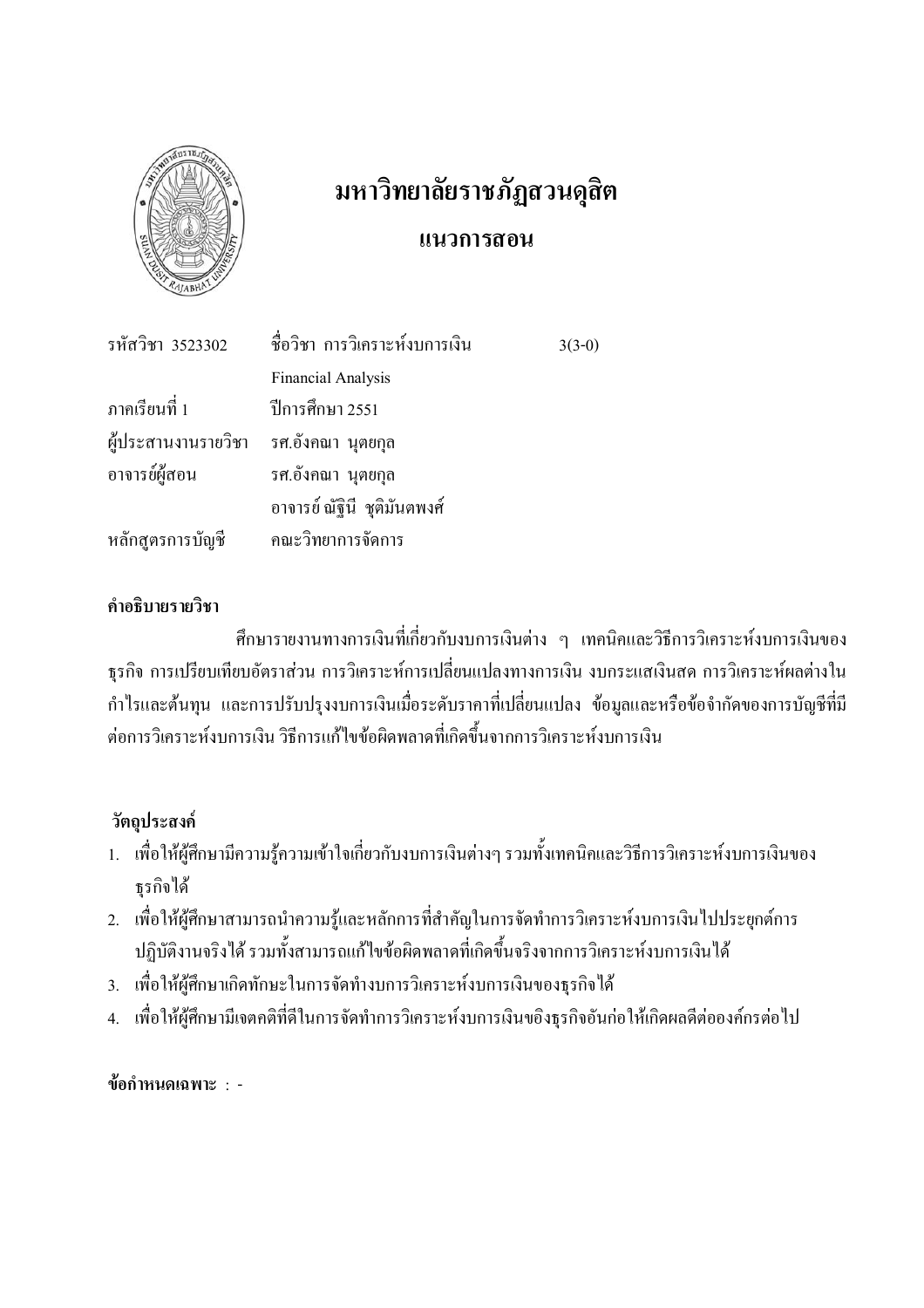# มหาวิทยาลัยราชภัฏสวนดุสิต

## แนวการสอน

| | | |
|---|---|---|
| รหัสวิชา 3523302 | ชื่อวิชา การวิเคราะห์งบการเงิน | 3(3-0) |
| | Financial Analysis | |
| ภาคเรียนที่ 1 | ปีการศึกษา 2551 | |
| ผู้ประสานงานรายวิชา | รศ.อังคณา นุตยกุล | |
| อาจารย์ผู้สอน | รศ.อังคณา นุตยกุล | |
| | อาจารย์ ณัฐินี ชุติมันตพงศ์ | |
| หลักสูตรการบัญชี | คณะวิทยาการจัดการ | |

**คำอธิบายรายวิชา**

ศึกษารายงานทางการเงินที่เกี่ยวกับงบการเงินต่าง ๆ เทคนิคและวิธีการวิเคราะห์งบการเงินของธุรกิจ การเปรียบเทียบอัตราส่วน การวิเคราะห์การเปลี่ยนแปลงทางการเงิน งบกระแสเงินสด การวิเคราะห์ผลต่างในกำไรและต้นทุน และการปรับปรุงงบการเงินเมื่อระดับราคาที่เปลี่ยนแปลง ข้อมูลและหรือข้อจำกัดของการบัญชีที่มีต่อการวิเคราะห์งบการเงิน วิธีการแก้ไขข้อผิดพลาดที่เกิดขึ้นจากการวิเคราะห์งบการเงิน

**วัตถุประสงค์**

1. เพื่อให้ผู้ศึกษามีความรู้ความเข้าใจเกี่ยวกับงบการเงินต่างๆ รวมทั้งเทคนิคและวิธีการวิเคราะห์งบการเงินของธุรกิจได้
2. เพื่อให้ผู้ศึกษาสามารถนำความรู้และหลักการที่สำคัญในการจัดทำการวิเคราะห์งบการเงินไปประยุกต์การปฏิบัติงานจริงได้ รวมทั้งสามารถแก้ไขข้อผิดพลาดที่เกิดขึ้นจริงจากการวิเคราะห์งบการเงินได้
3. เพื่อให้ผู้ศึกษาเกิดทักษะในการจัดทำงบการวิเคราะห์งบการเงินของธุรกิจได้
4. เพื่อให้ผู้ศึกษามีเจตคติที่ดีในการจัดทำการวิเคราะห์งบการเงินขอิงธุรกิจอันก่อให้เกิดผลดีต่อองค์กรต่อไป

**ข้อกำหนดเฉพาะ** : -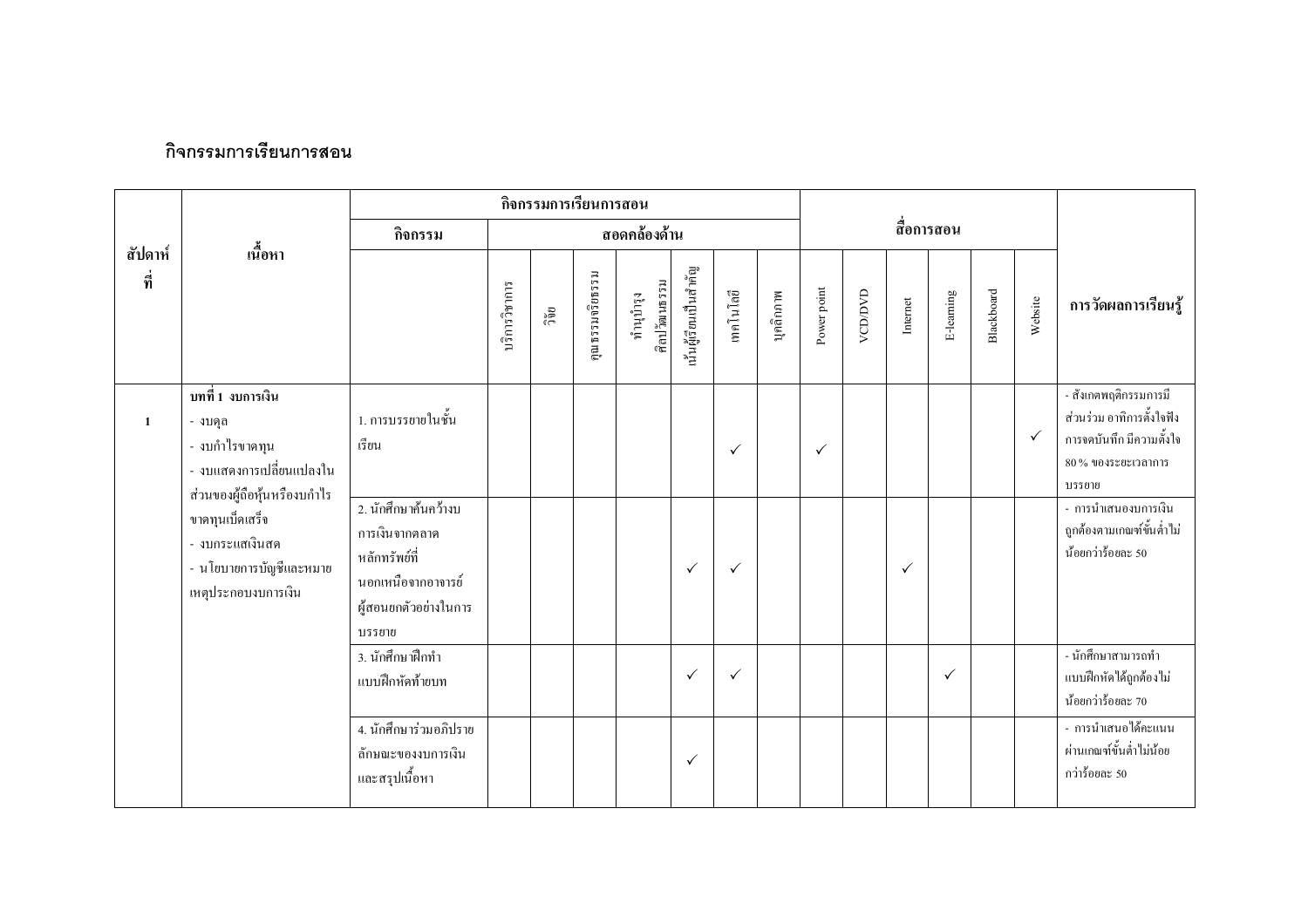## กิจกรรมการเรียนการสอน

| สัปดาห์ที่ | เนื้อหา | กิจกรรมการเรียนการสอน | | | | | | | | | สื่อการสอน | | | | | | การวัดผลการเรียนรู้ |
|---|---|---|---|---|---|---|---|---|---|---|---|---|---|---|---|---|---|
| | | กิจกรรม | สอดคล้องด้าน | | | | | | | | | | | | | | |
| | | | บริการวิชาการ | วิจัย | คุณธรรมจริยธรรม | ทำนุบำรุงศิลปวัฒนธรรม | เน้นผู้เรียนเป็นสำคัญ | เทคโนโลยี | บุคลิกภาพ | Power point | VCD/DVD | Internet | E-learning | Blackboard | Website | |
| 1 | บทที่ 1 งบการเงิน<br>- งบดุล<br>- งบกำไรขาดทุน<br>- งบแสดงการเปลี่ยนแปลงในส่วนของผู้ถือหุ้นหรืองบกำไรขาดทุนเบ็ดเสร็จ<br>- งบกระแสเงินสด<br>- นโยบายการบัญชีและหมายเหตุประกอบงบการเงิน | 1. การบรรยายในชั้นเรียน | | | | | | ✓ | | ✓ | | | | | ✓ | - สังเกตพฤติกรรมการมีส่วนร่วม อาทิการตั้งใจฟัง การจดบันทึก มีความตั้งใจ 80 % ของระยะเวลาการบรรยาย |
| | | 2. นักศึกษาค้นคว้างบการเงินจากตลาดหลักทรัพย์ที่นอกเหนือจากอาจารย์ผู้สอนยกตัวอย่างในการบรรยาย | | | | | ✓ | ✓ | | | | ✓ | | | | - การนำเสนองบการเงินถูกต้องตามเกณฑ์ขั้นต่ำไม่น้อยกว่าร้อยละ 50 |
| | | 3. นักศึกษาฝึกทำแบบฝึกหัดท้ายบท | | | | | ✓ | ✓ | | | | | ✓ | | | - นักศึกษาสามารถทำแบบฝึกหัดได้ถูกต้องไม่น้อยกว่าร้อยละ 70 |
| | | 4. นักศึกษาร่วมอภิปรายลักษณะของงบการเงินและสรุปเนื้อหา | | | | | ✓ | | | | | | | | | - การนำเสนอได้คะแนนผ่านเกณฑ์ขั้นต่ำไม่น้อยกว่าร้อยละ 50 |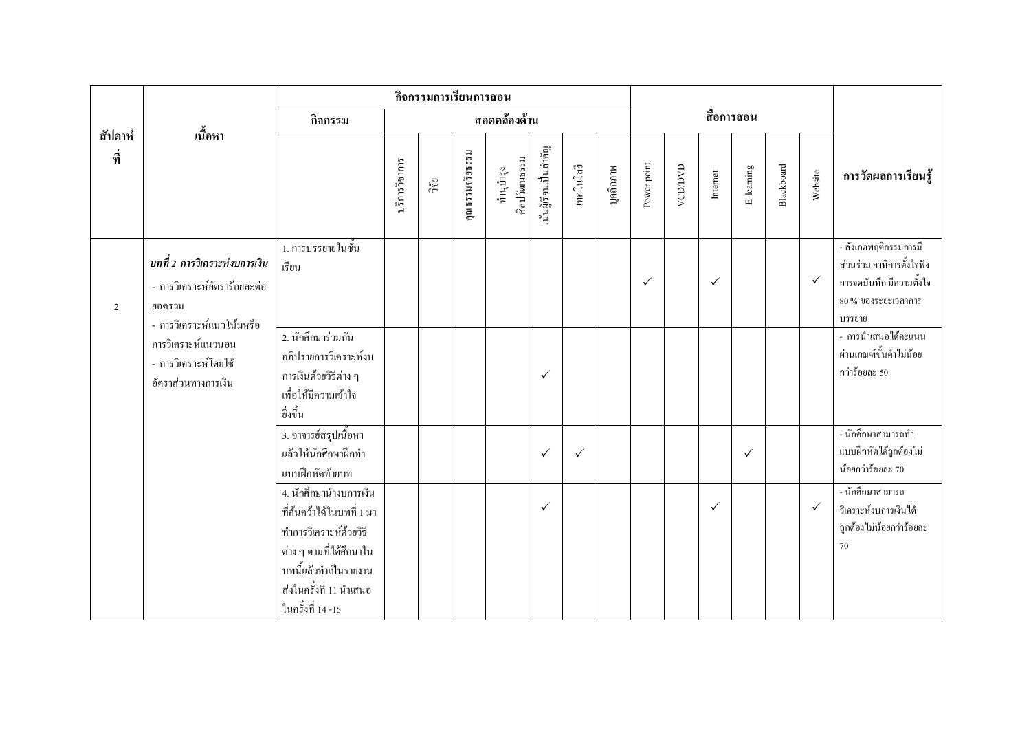| สัปดาห์ที่ | เนื้อหา | กิจกรรมการเรียนการสอน | | | | | | | | สื่อการสอน | | | | | | การวัดผลการเรียนรู้ |
|---|---|---|---|---|---|---|---|---|---|---|---|---|---|---|---|---|
| | | กิจกรรม | สอดคล้องด้าน | | | | | | | | | | | | | |
| | | | บริการวิชาการ | วิจัย | คุณธรรมจริยธรรม | ทำนุบำรุงศิลปวัฒนธรรม | เน้นผู้เรียนเป็นสำคัญ | เทคโนโลยี | บุคลิกภาพ | Power point | VCD/DVD | Internet | E-learning | Blackboard | Website | |
| 2 | *บทที่ 2 การวิเคราะห์งบการเงิน*<br>- การวิเคราะห์อัตราร้อยละต่อยอดรวม<br>- การวิเคราะห์แนวโน้มหรือการวิเคราะห์แนวนอน<br>- การวิเคราะห์โดยใช้อัตราส่วนทางการเงิน | 1. การบรรยายในชั้นเรียน | | | | | | | | ✓ | | ✓ | | | ✓ | - สังเกตพฤติกรรมการมีส่วนร่วม อาทิการตั้งใจฟัง การจดบันทึก มีความตั้งใจ 80 % ของระยะเวลาการบรรยาย |
| | | 2. นักศึกษาร่วมกันอภิปรายการวิเคราะห์งบการเงินด้วยวิธีต่าง ๆ เพื่อให้มีความเข้าใจยิ่งขึ้น | | | | | ✓ | | | | | | | | | - การนำเสนอได้คะแนนผ่านเกณฑ์ขั้นต่ำไม่น้อยกว่าร้อยละ 50 |
| | | 3. อาจารย์สรุปเนื้อหาแล้วให้นักศึกษาฝึกทำแบบฝึกหัดท้ายบท | | | | | ✓ | ✓ | | | | | ✓ | | | - นักศึกษาสามารถทำแบบฝึกหัดได้ถูกต้องไม่น้อยกว่าร้อยละ 70 |
| | | 4. นักศึกษานำงบการเงินที่ค้นคว้าได้ในบทที่ 1 มาทำการวิเคราะห์ด้วยวิธีต่าง ๆ ตามที่ได้ศึกษาในบทนี้แล้วทำเป็นรายงานส่งในครั้งที่ 11 นำเสนอในครั้งที่ 14 -15 | | | | | ✓ | | | | | ✓ | | | ✓ | - นักศึกษาสามารถวิเคราะห์งบการเงินได้ถูกต้องไม่น้อยกว่าร้อยละ 70 |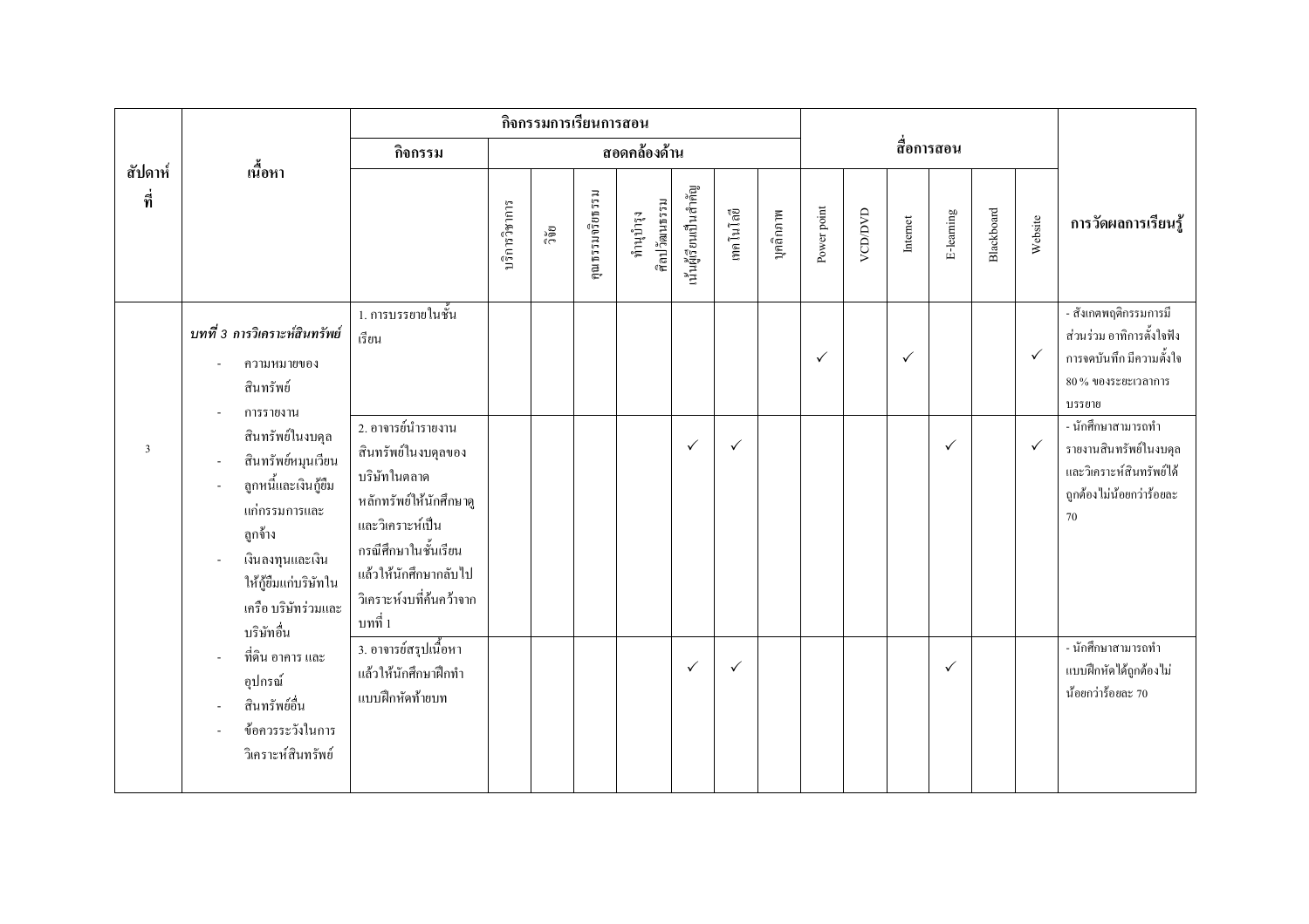| สัปดาห์ที่ | เนื้อหา | กิจกรรมการเรียนการสอน | | | | | | | | | สื่อการสอน | | | | | | การวัดผลการเรียนรู้ |
|---|---|---|---|---|---|---|---|---|---|---|---|---|---|---|---|---|---|
| | | กิจกรรม | สอดคล้องด้าน | | | | | | | | | | | | | | |
| | | | บริการวิชาการ | วิจัย | คุณธรรมจริยธรรม | ทำนุบำรุงศิลปวัฒนธรรม | เน้นผู้เรียนเป็นสำคัญ | เทคโนโลยี | บุคลิกภาพ | Power point | VCD/DVD | Internet | E-learning | Blackboard | Website | |
| 3 | *บทที่ 3 การวิเคราะห์สินทรัพย์*<br>- ความหมายของสินทรัพย์<br>- การรายงานสินทรัพย์ในงบดุล<br>- สินทรัพย์หมุนเวียน<br>- ลูกหนี้และเงินกู้ยืมแก่กรรมการและลูกจ้าง<br>- เงินลงทุนและเงินให้กู้ยืมแก่บริษัทในเครือ บริษัทร่วมและบริษัทอื่น<br>- ที่ดิน อาคาร และอุปกรณ์<br>- สินทรัพย์อื่น<br>- ข้อควรระวังในการวิเคราะห์สินทรัพย์ | 1. การบรรยายในชั้นเรียน | | | | | | | | ✓ | | ✓ | | | ✓ | - สังเกตพฤติกรรมการมีส่วนร่วม อาทิการตั้งใจฟัง การจดบันทึก มีความตั้งใจ 80 % ของระยะเวลาการบรรยาย |
| | | 2. อาจารย์นำรายงานสินทรัพย์ในงบดุลของบริษัทในตลาดหลักทรัพย์ให้นักศึกษาดูและวิเคราะห์เป็นกรณีศึกษาในชั้นเรียน แล้วให้นักศึกษากลับไปวิเคราะห์งบที่ค้นคว้าจากบทที่ 1 | | | | | ✓ | ✓ | | | | | ✓ | | ✓ | - นักศึกษาสามารถทำรายงานสินทรัพย์ในงบดุล และวิเคราะห์สินทรัพย์ได้ถูกต้องไม่น้อยกว่าร้อยละ 70 |
| | | 3. อาจารย์สรุปเนื้อหา แล้วให้นักศึกษาฝึกทำแบบฝึกหัดท้ายบท | | | | | ✓ | ✓ | | | | | ✓ | | | - นักศึกษาสามารถทำแบบฝึกหัดได้ถูกต้องไม่น้อยกว่าร้อยละ 70 |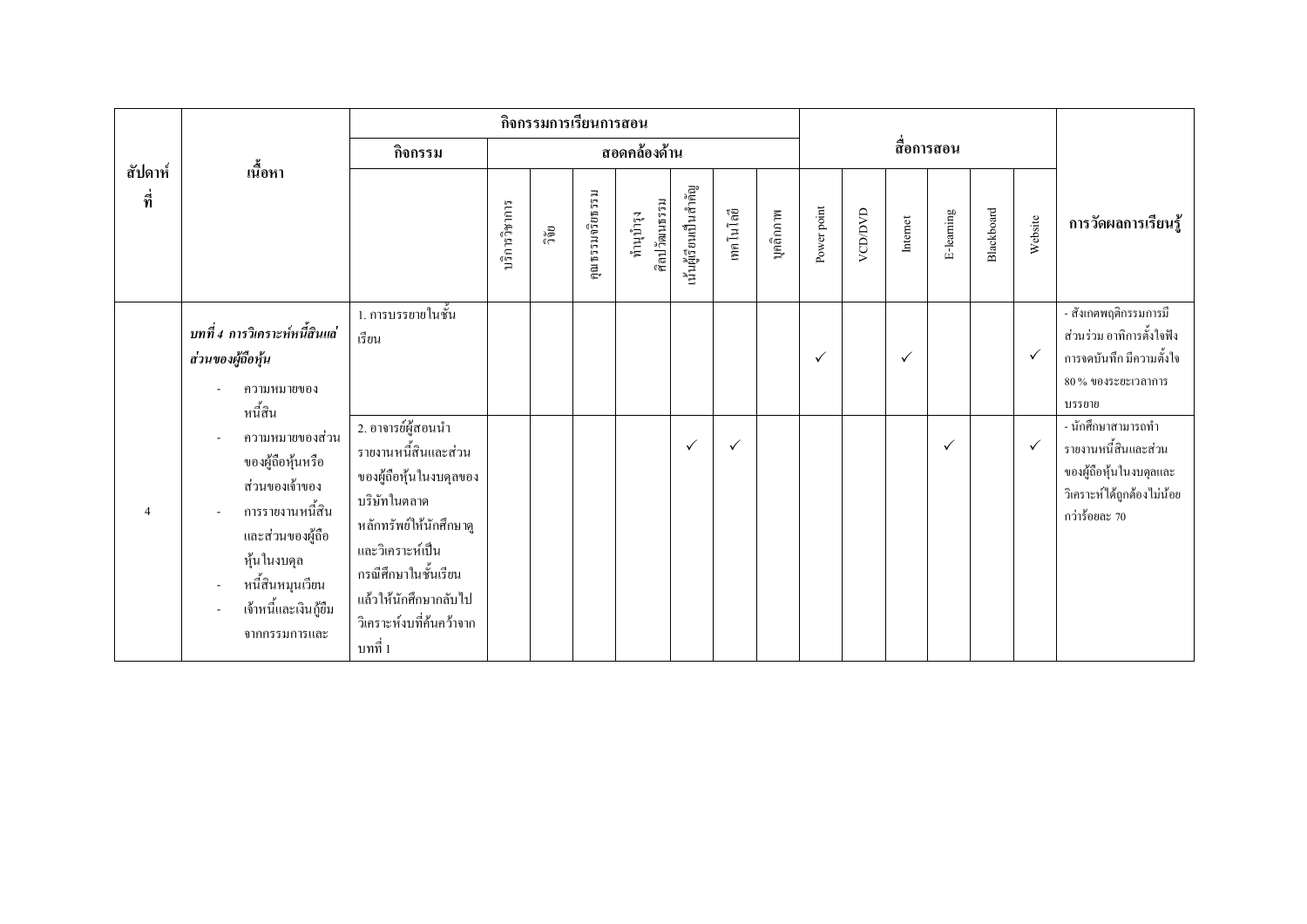| สัปดาห์ที่ | เนื้อหา | กิจกรรมการเรียนการสอน | | | | | | | | | สื่อการสอน | | | | | | การวัดผลการเรียนรู้ |
|---|---|---|---|---|---|---|---|---|---|---|---|---|---|---|---|---|---|
| | | กิจกรรม | สอดคล้องด้าน | | | | | | | | | | | | | | |
| | | | บริการวิชาการ | วิจัย | คุณธรรมจริยธรรม | ทำนุบำรุงศิลปวัฒนธรรม | เน้นผู้เรียนเป็นสำคัญ | เทคโนโลยี | บุคลิกภาพ | Power point | VCD/DVD | Internet | E-learning | Blackboard | Website | |
| 4 | ***บทที่ 4 การวิเคราะห์หนี้สินและส่วนของผู้ถือหุ้น***<br>- ความหมายของหนี้สิน<br>- ความหมายของส่วนของผู้ถือหุ้นหรือส่วนของเจ้าของ<br>- การรายงานหนี้สินและส่วนของผู้ถือหุ้นในงบดุล<br>- หนี้สินหมุนเวียน<br>- เจ้าหนี้และเงินกู้ยืมจากกรรมการและ | 1. การบรรยายในชั้นเรียน | | | | | | | | ✓ | | ✓ | | | ✓ | - สังเกตพฤติกรรมการมีส่วนร่วม อาทิการตั้งใจฟัง การจดบันทึก มีความตั้งใจ 80 % ของระยะเวลาการบรรยาย |
| | | 2. อาจารย์ผู้สอนนำรายงานหนี้สินและส่วนของผู้ถือหุ้นในงบดุลของบริษัทในตลาดหลักทรัพย์ให้นักศึกษาดูและวิเคราะห์เป็นกรณีศึกษาในชั้นเรียน แล้วให้นักศึกษากลับไปวิเคราะห์งบที่ค้นคว้าจากบทที่ 1 | | | | | ✓ | ✓ | | | | | ✓ | | ✓ | - นักศึกษาสามารถทำรายงานหนี้สินและส่วนของผู้ถือหุ้นในงบดุลและวิเคราะห์ได้ถูกต้องไม่น้อยกว่าร้อยละ 70 |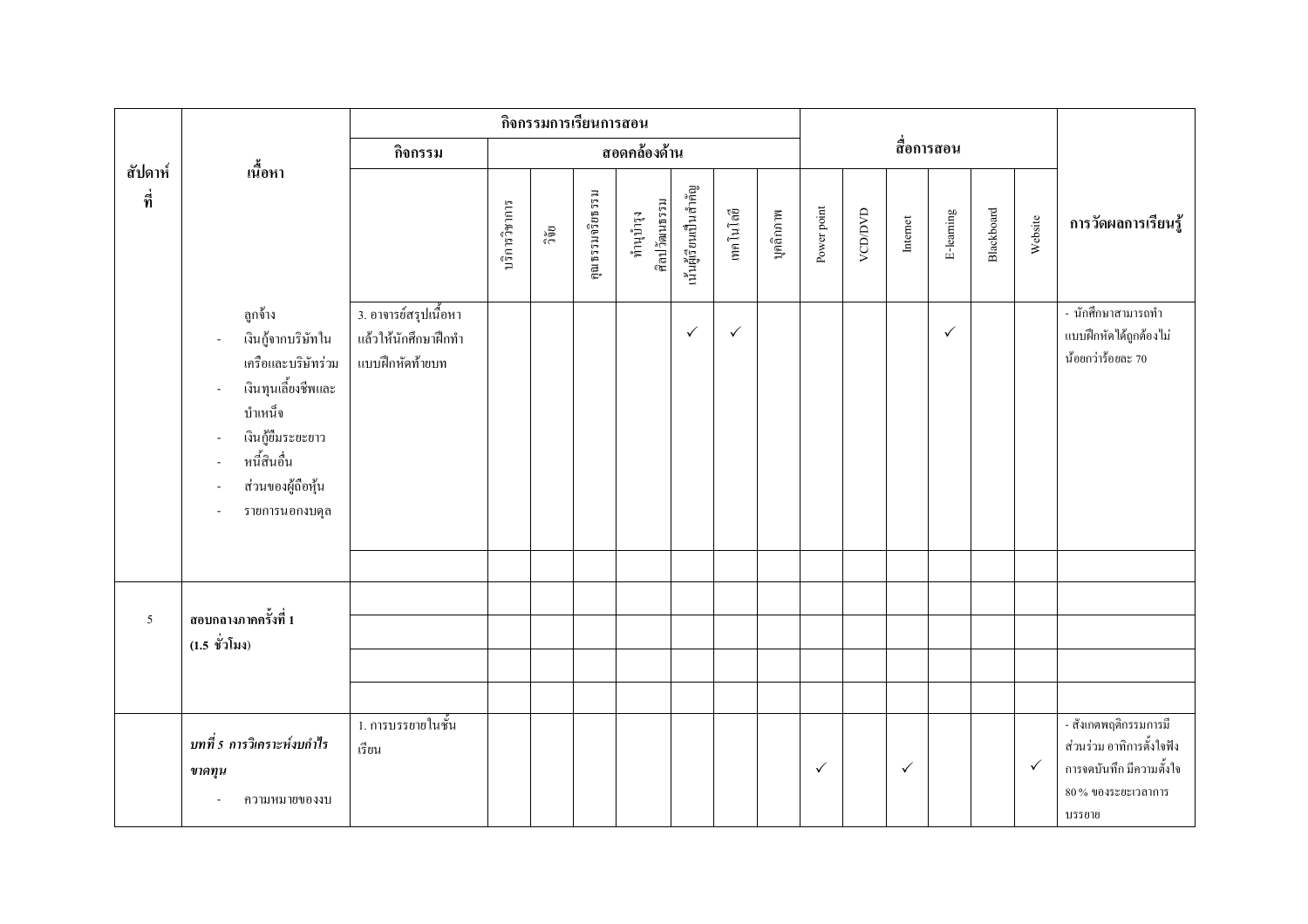| สัปดาห์ที่ | เนื้อหา | กิจกรรมการเรียนการสอน | | | | | | | | | สื่อการสอน | | | | | | การวัดผลการเรียนรู้ |
|---|---|---|---|---|---|---|---|---|---|---|---|---|---|---|---|---|---|
| | | กิจกรรม | สอดคล้องด้าน | | | | | | | | | | | | | | |
| | | | บริการวิชาการ | วิจัย | คุณธรรมจริยธรรม | ทำนุบำรุงศิลปวัฒนธรรม | เน้นผู้เรียนเป็นสำคัญ | เทคโนโลยี | บุคลิกภาพ | Power point | VCD/DVD | Internet | E-learning | Blackboard | Website | |
| | ลูกจ้าง<br>- เงินกู้จากบริษัทในเครือและบริษัทร่วม<br>- เงินทุนเลี้ยงชีพและบำเหน็จ<br>- เงินกู้ยืมระยะยาว<br>- หนี้สินอื่น<br>- ส่วนของผู้ถือหุ้น<br>- รายการนอกงบดุล | 3. อาจารย์สรุปเนื้อหาแล้วให้นักศึกษาฝึกทำแบบฝึกหัดท้ายบท | | | | | ✓ | ✓ | | | | | ✓ | | | - นักศึกษาสามารถทำแบบฝึกหัดได้ถูกต้องไม่น้อยกว่าร้อยละ 70 |
| | | | | | | | | | | | | | | | | |
| 5 | **สอบกลางภาคครั้งที่ 1 (1.5 ชั่วโมง)** | | | | | | | | | | | | | | | |
| | | | | | | | | | | | | | | | | |
| | | | | | | | | | | | | | | | | |
| | | | | | | | | | | | | | | | | |
| | ***บทที่ 5 การวิเคราะห์งบกำไรขาดทุน***<br>- ความหมายของงบ | 1. การบรรยายในชั้นเรียน | | | | | | | | ✓ | | ✓ | | | ✓ | - สังเกตพฤติกรรมการมีส่วนร่วม อาทิการตั้งใจฟัง การจดบันทึก มีความตั้งใจ 80 % ของระยะเวลาการบรรยาย |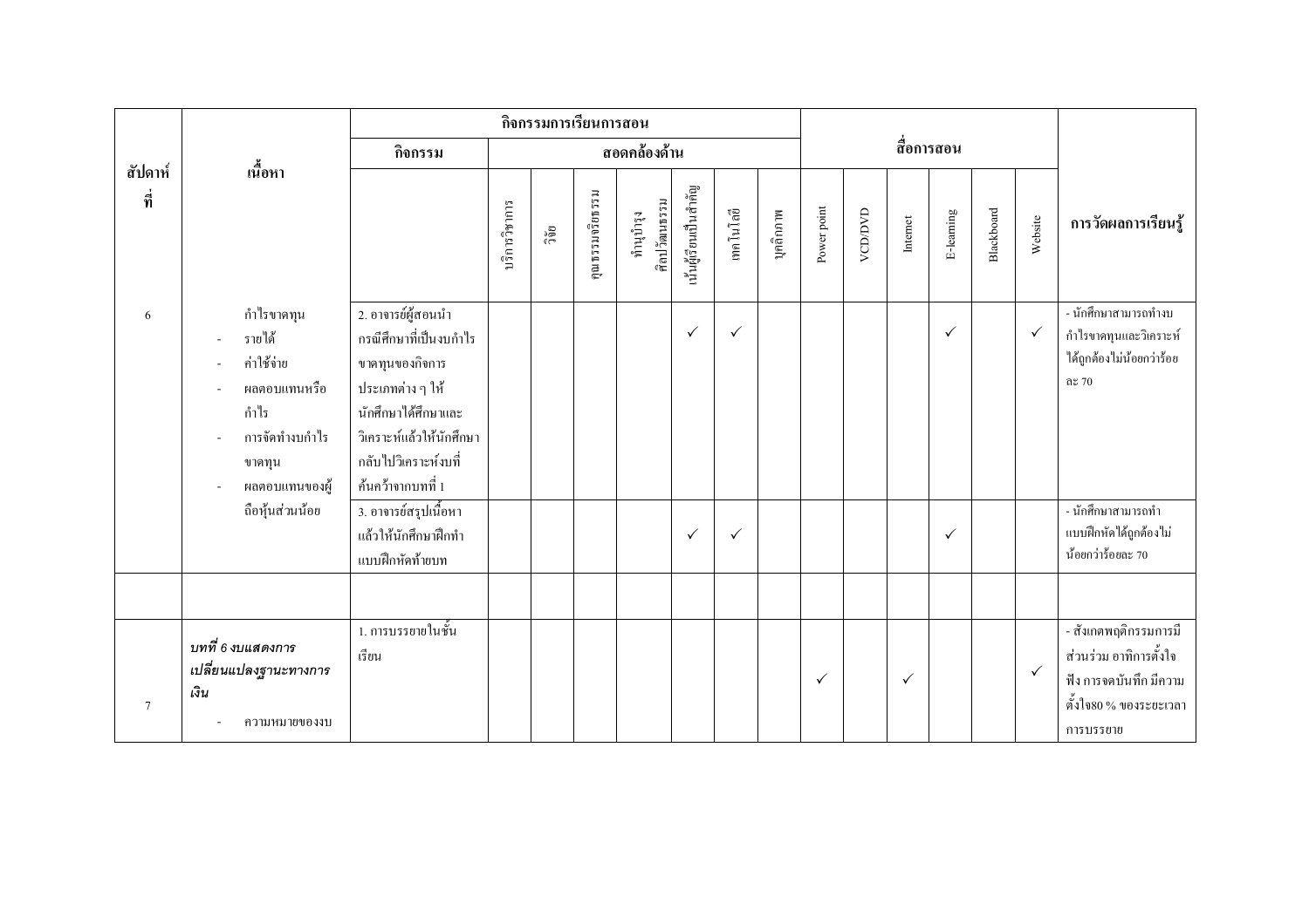| สัปดาห์ที่ | เนื้อหา | กิจกรรมการเรียนการสอน | | | | | | | | | สื่อการสอน | | | | | | | การวัดผลการเรียนรู้ |
|---|---|---|---|---|---|---|---|---|---|---|---|---|---|---|---|---|---|---|
| | | กิจกรรม | สอดคล้องด้าน | | | | | | | | | | | | | | | |
| | | | บริการวิชาการ | วิจัย | คุณธรรมจริยธรรม | ทำนุบำรุงศิลปวัฒนธรรม | เน้นผู้เรียนเป็นสำคัญ | เทคโนโลยี | บุคลิกภาพ | Power point | VCD/DVD | Internet | E-learning | Blackboard | Website | |
| 6 | กำไรขาดทุน<br>- รายได้<br>- ค่าใช้จ่าย<br>- ผลตอบแทนหรือกำไร<br>- การจัดทำงบกำไรขาดทุน<br>- ผลตอบแทนของผู้ถือหุ้นส่วนน้อย | 2. อาจารย์ผู้สอนนำกรณีศึกษาที่เป็นงบกำไรขาดทุนของกิจการประเภทต่าง ๆ ให้นักศึกษาได้ศึกษาและวิเคราะห์แล้วให้นักศึกษากลับไปวิเคราะห์งบที่ค้นคว้าจากบทที่ 1 | | | | | ✓ | ✓ | | | | | ✓ | | ✓ | - นักศึกษาสามารถทำงบกำไรขาดทุนและวิเคราะห์ได้ถูกต้องไม่น้อยกว่าร้อยละ 70 |
| | | 3. อาจารย์สรุปเนื้อหาแล้วให้นักศึกษาฝึกทำแบบฝึกหัดท้ายบท | | | | | ✓ | ✓ | | | | | ✓ | | | - นักศึกษาสามารถทำแบบฝึกหัดได้ถูกต้องไม่น้อยกว่าร้อยละ 70 |
| | | | | | | | | | | | | | | | | |
| 7 | ***บทที่ 6 งบแสดงการเปลี่ยนแปลงฐานะทางการเงิน***<br>- ความหมายของงบ | 1. การบรรยายในชั้นเรียน | | | | | | | | ✓ | | ✓ | | | ✓ | - สังเกตพฤติกรรมการมีส่วนร่วม อาทิการตั้งใจฟัง การจดบันทึก มีความตั้งใจ80 % ของระยะเวลาการบรรยาย |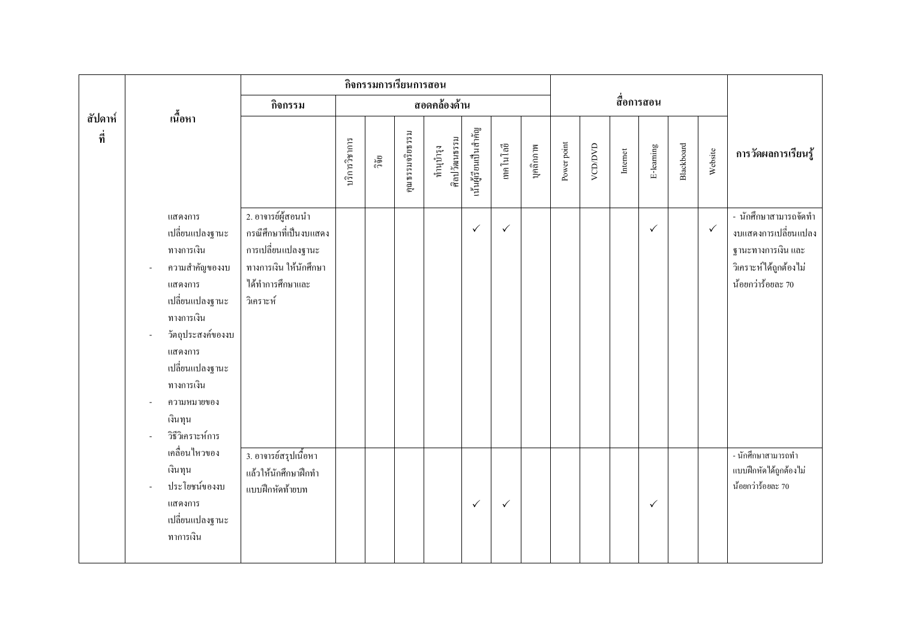| สัปดาห์ที่ | เนื้อหา | กิจกรรมการเรียนการสอน | | | | | | | | สื่อการสอน | | | | | | การวัดผลการเรียนรู้ |
|---|---|---|---|---|---|---|---|---|---|---|---|---|---|---|---|---|
| | | กิจกรรม | สอดคล้องด้าน | | | | | | | | | | | | | |
| | | | บริการวิชาการ | วิจัย | คุณธรรมจริยธรรม | ทำนุบำรุงศิลปวัฒนธรรม | เน้นผู้เรียนเป็นสำคัญ | เทคโนโลยี | บุคลิกภาพ | Power point | VCD/DVD | Internet | E-learning | Blackboard | Website | |
| | แสดงการเปลี่ยนแปลงฐานะทางการเงิน<br>- ความสำคัญของงบแสดงการเปลี่ยนแปลงฐานะทางการเงิน<br>- วัตถุประสงค์ของงบแสดงการเปลี่ยนแปลงฐานะทางการเงิน<br>- ความหมายของเงินทุน<br>- วิธีวิเคราะห์การเคลื่อนไหวของเงินทุน<br>- ประโยชน์ของงบแสดงการเปลี่ยนแปลงฐานะทาการเงิน | 2. อาจารย์ผู้สอนนำกรณีศึกษาที่เป็นงบแสดงการเปลี่ยนแปลงฐานะทางการเงิน ให้นักศึกษาได้ทำการศึกษาและวิเคราะห์ | | | | | ✓ | ✓ | | | | | ✓ | | ✓ | - นักศึกษาสามารถจัดทำงบแสดงการเปลี่ยนแปลงฐานะทางการเงิน และวิเคราะห์ได้ถูกต้องไม่น้อยกว่าร้อยละ 70 |
| | | 3. อาจารย์สรุปเนื้อหาแล้วให้นักศึกษาฝึกทำแบบฝึกหัดท้ายบท | | | | | ✓ | ✓ | | | | | ✓ | | | - นักศึกษาสามารถทำแบบฝึกหัดได้ถูกต้องไม่น้อยกว่าร้อยละ 70 |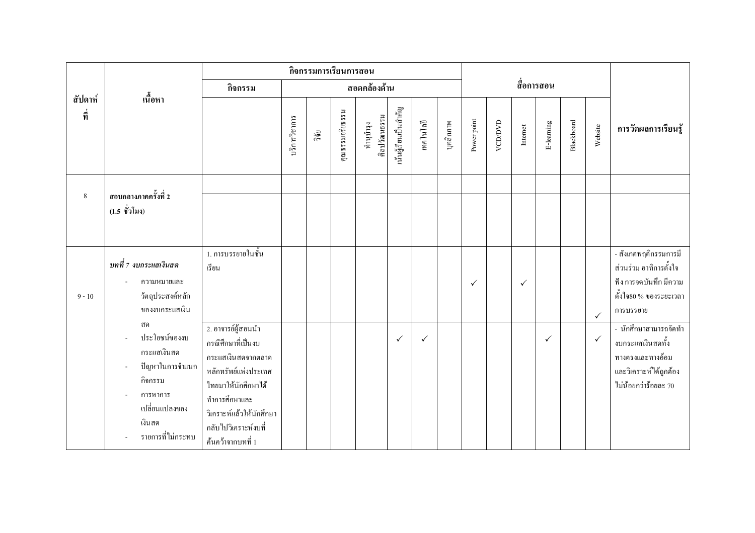| สัปดาห์ที่ | เนื้อหา | กิจกรรมการเรียนการสอน | | | | | | | | | สื่อการสอน | | | | | | การวัดผลการเรียนรู้ |
|---|---|---|---|---|---|---|---|---|---|---|---|---|---|---|---|---|---|
| | | กิจกรรม | สอดคล้องด้าน | | | | | | | | | | | | | | |
| | | | บริการวิชาการ | วิจัย | คุณธรรมจริยธรรม | ทำนุบำรุงศิลปวัฒนธรรม | เน้นผู้เรียนเป็นสำคัญ | เทคโนโลยี | บุคลิกภาพ | Power point | VCD/DVD | Internet | E-learning | Blackboard | Website | |
| 8 | สอบกลางภาคครั้งที่ 2 (1.5 ชั่วโมง) | | | | | | | | | | | | | | | |
| 9 - 10 | ***บทที่ 7 งบกระแสเงินสด*** <br> - ความหมายและวัตถุประสงค์หลักของงบกระแสเงินสด <br> - ประโยชน์ของงบกระแสเงินสด <br> - ปัญหาในการจำแนกกิจกรรม <br> - การหาการเปลี่ยนแปลงของเงินสด <br> - รายการที่ไม่กระทบ | 1. การบรรยายในชั้นเรียน | | | | | | | | ✓ | | ✓ | | | ✓ | - สังเกตพฤติกรรมการมีส่วนร่วม อาทิการตั้งใจฟัง การจดบันทึก มีความตั้งใจ80 % ของระยะเวลาการบรรยาย |
| | | 2. อาจารย์ผู้สอนนำกรณีศึกษาที่เป็นงบกระแสเงินสดจากตลาดหลักทรัพย์แห่งประเทศไทยมาให้นักศึกษาได้ทำการศึกษาและวิเคราะห์แล้วให้นักศึกษากลับไปวิเคราะห์งบที่ค้นคว้าจากบทที่ 1 | | | | | ✓ | ✓ | | | | | ✓ | | ✓ | - นักศึกษาสามารถจัดทำงบกระแสเงินสดทั้งทางตรงและทางอ้อม และวิเคราะห์ได้ถูกต้อง ไม่น้อยกว่าร้อยละ 70 |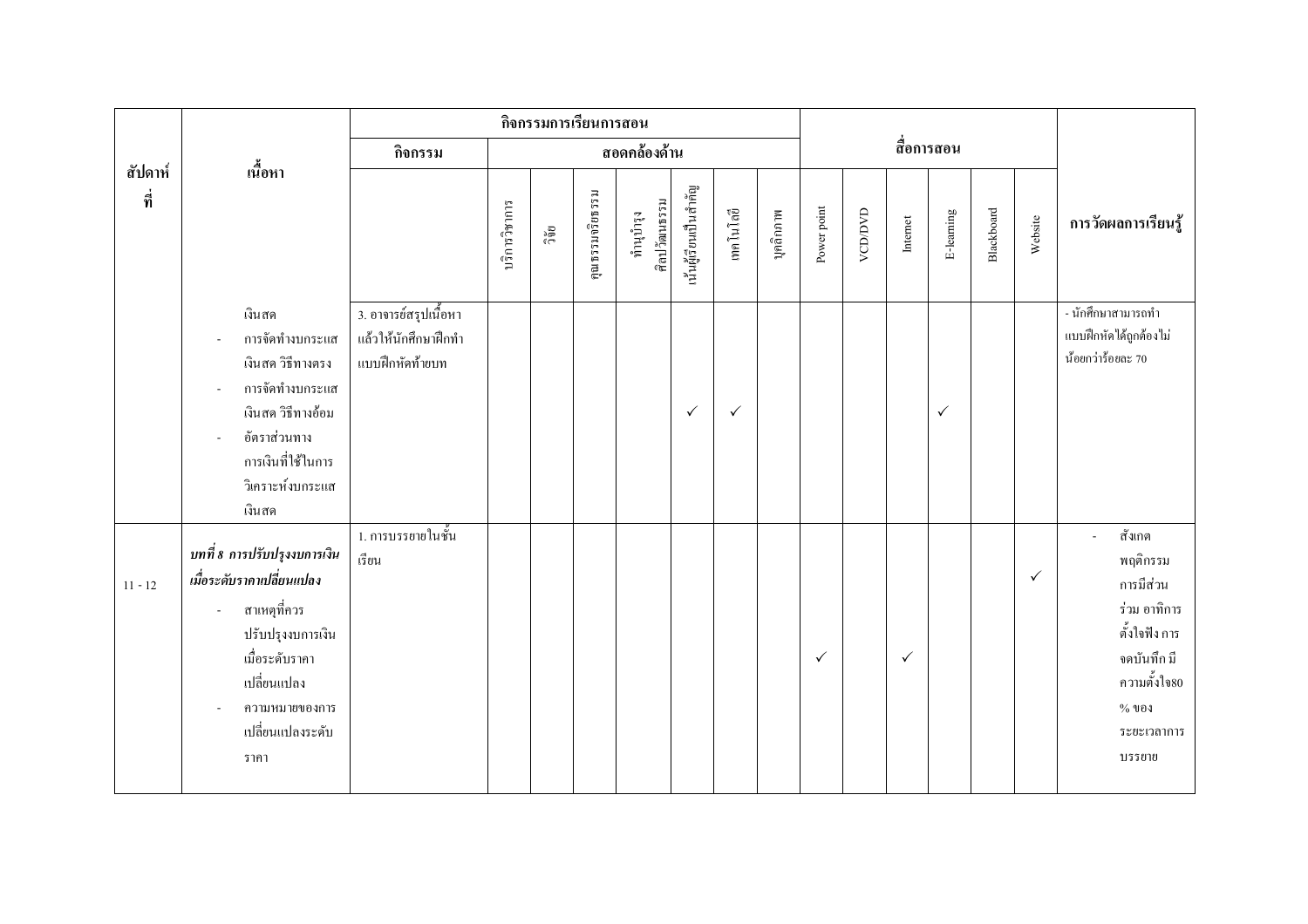| สัปดาห์ที่ | เนื้อหา | กิจกรรมการเรียนการสอน | | | | | | | | | สื่อการสอน | | | | | | การวัดผลการเรียนรู้ |
|---|---|---|---|---|---|---|---|---|---|---|---|---|---|---|---|---|---|
| | | กิจกรรม | สอดคล้องด้าน | | | | | | | | | | | | | | |
| | | | บริการวิชาการ | วิจัย | คุณธรรมจริยธรรม | ทำนุบำรุงศิลปวัฒนธรรม | เน้นผู้เรียนเป็นสำคัญ | เทคโนโลยี | บุคลิกภาพ | Power point | VCD/DVD | Internet | E-learning | Blackboard | Website | |
| | เงินสด<br>- การจัดทำงบกระแสเงินสด วิธีทางตรง<br>- การจัดทำงบกระแสเงินสด วิธีทางอ้อม<br>- อัตราส่วนทางการเงินที่ใช้ในการวิเคราะห์งบกระแสเงินสด | 3. อาจารย์สรุปเนื้อหาแล้วให้นักศึกษาฝึกทำแบบฝึกหัดท้ายบท | | | | | ✓ | ✓ | | | | | ✓ | | | - นักศึกษาสามารถทำแบบฝึกหัดได้ถูกต้องไม่น้อยกว่าร้อยละ 70 |
| 11 - 12 | ***บทที่ 8 การปรับปรุงงบการเงินเมื่อระดับราคาเปลี่ยนแปลง***<br>- สาเหตุที่ควรปรับปรุงงบการเงินเมื่อระดับราคาเปลี่ยนแปลง<br>- ความหมายของการเปลี่ยนแปลงระดับราคา | 1. การบรรยายในชั้นเรียน | | | | | | | | ✓ | | ✓ | | | ✓ | - สังเกตพฤติกรรมการมีส่วนร่วม อาทิการตั้งใจฟัง การจดบันทึก มีความตั้งใจ80 % ของระยะเวลาการบรรยาย |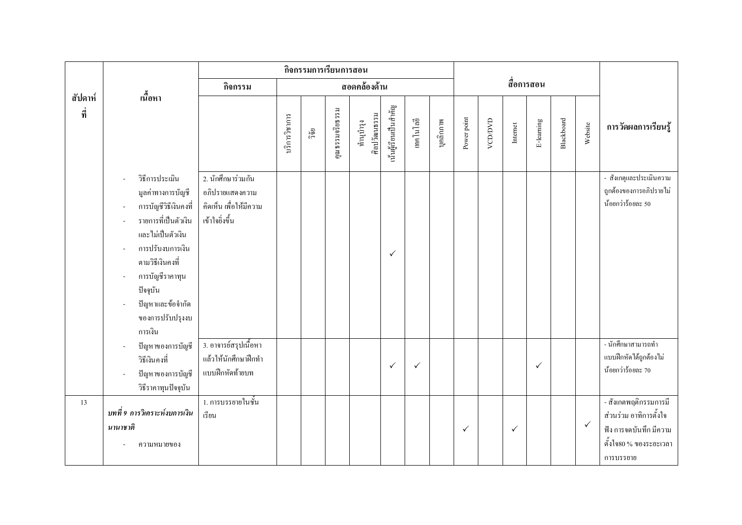| สัปดาห์ที่ | เนื้อหา | กิจกรรมการเรียนการสอน | | | | | | | | | สื่อการสอน | | | | | | การวัดผลการเรียนรู้ |
|---|---|---|---|---|---|---|---|---|---|---|---|---|---|---|---|---|---|
| | | กิจกรรม | สอดคล้องด้าน | | | | | | | | | | | | | | |
| | | | บริการวิชาการ | วิจัย | คุณธรรมจริยธรรม | ทำนุบำรุงศิลปวัฒนธรรม | เน้นผู้เรียนเป็นสำคัญ | เทคโนโลยี | บุคลิกภาพ | Power point | VCD/DVD | Internet | E-learning | Blackboard | Website | |
| | - วิธีการประเมินมูลค่าทางการบัญชี<br>- การบัญชีวิธีเงินคงที่<br>- รายการที่เป็นตัวเงินและไม่เป็นตัวเงิน<br>- การปรับงบการเงินตามวิธีเงินคงที่<br>- การบัญชีราคาทุนปัจจุบัน<br>- ปัญหาและข้อจำกัดของการปรับปรุงงบการเงิน | 2. นักศึกษาร่วมกันอภิปรายแสดงความคิดเห็น เพื่อให้มีความเข้าใจยิ่งขึ้น | | | | | ✓ | | | | | | | | | - สังเกตและประเมินความถูกต้องของการอภิปรายไม่น้อยกว่าร้อยละ 50 |
| | - ปัญหาของการบัญชีวิธีเงินคงที่<br>- ปัญหาของการบัญชีวิธีราคาทุนปัจจุบัน | 3. อาจารย์สรุปเนื้อหาแล้วให้นักศึกษาฝึกทำแบบฝึกหัดท้ายบท | | | | | ✓ | ✓ | | | | | ✓ | | | - นักศึกษาสามารถทำแบบฝึกหัดได้ถูกต้องไม่น้อยกว่าร้อยละ 70 |
| 13 | ***บทที่ 9 การวิเคราะห์งบการเงินนานาชาติ***<br>- ความหมายของ | 1. การบรรยายในชั้นเรียน | | | | | | | | ✓ | | ✓ | | | ✓ | - สังเกตพฤติกรรมการมีส่วนร่วม อาทิการตั้งใจฟัง การจดบันทึก มีความตั้งใจ80 % ของระยะเวลาการบรรยาย |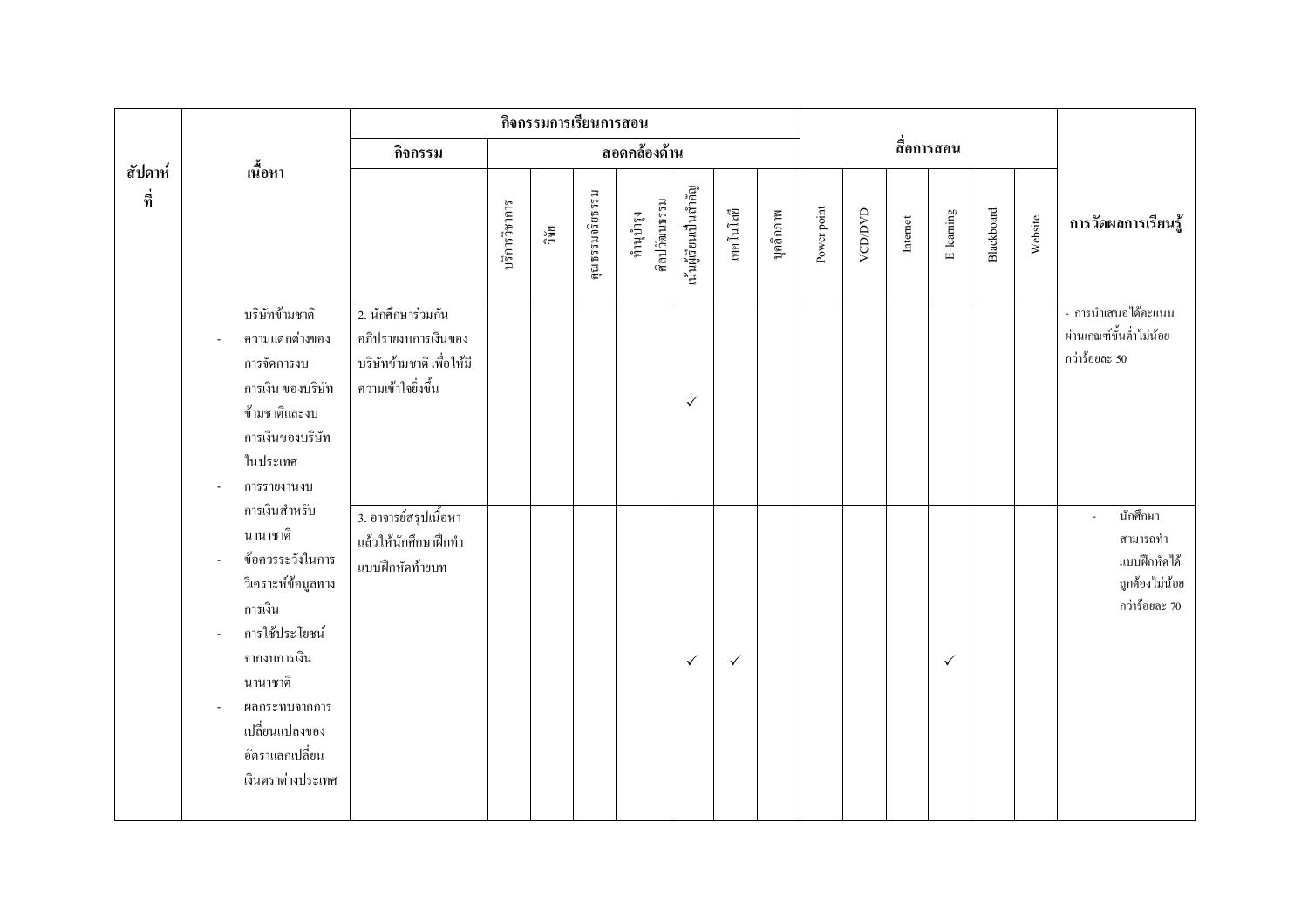| สัปดาห์ที่ | เนื้อหา | กิจกรรมการเรียนการสอน | | | | | | | | สื่อการสอน | | | | | | การวัดผลการเรียนรู้ |
|---|---|---|---|---|---|---|---|---|---|---|---|---|---|---|---|---|
| | | กิจกรรม | สอดคล้องด้าน | | | | | | | | | | | | | |
| | | | บริการวิชาการ | วิจัย | คุณธรรมจริยธรรม | ทำนุบำรุงศิลปวัฒนธรรม | เน้นผู้เรียนเป็นสำคัญ | เทคโนโลยี | บุคลิกภาพ | Power point | VCD/DVD | Internet | E-learning | Blackboard | Website | |
| | บริษัทข้ามชาติ<br>- ความแตกต่างของการจัดการงบการเงิน ของบริษัทข้ามชาติและงบการเงินของบริษัทในประเทศ<br>- การรายงานงบการเงินสำหรับนานาชาติ<br>- ข้อควรระวังในการวิเคราะห์ข้อมูลทางการเงิน<br>- การใช้ประโยชน์จากงบการเงินนานาชาติ<br>- ผลกระทบจากการเปลี่ยนแปลงของอัตราแลกเปลี่ยนเงินตราต่างประเทศ | 2. นักศึกษาร่วมกันอภิปรายงบการเงินของบริษัทข้ามชาติ เพื่อให้มีความเข้าใจยิ่งขึ้น | | | | | ✓ | | | | | | | | | - การนำเสนอได้คะแนนผ่านเกณฑ์ขั้นต่ำไม่น้อยกว่าร้อยละ 50 |
| | | 3. อาจารย์สรุปเนื้อหาแล้วให้นักศึกษาฝึกทำแบบฝึกหัดท้ายบท | | | | | ✓ | ✓ | | | | | ✓ | | | - นักศึกษาสามารถทำแบบฝึกหัดได้ถูกต้องไม่น้อยกว่าร้อยละ 70 |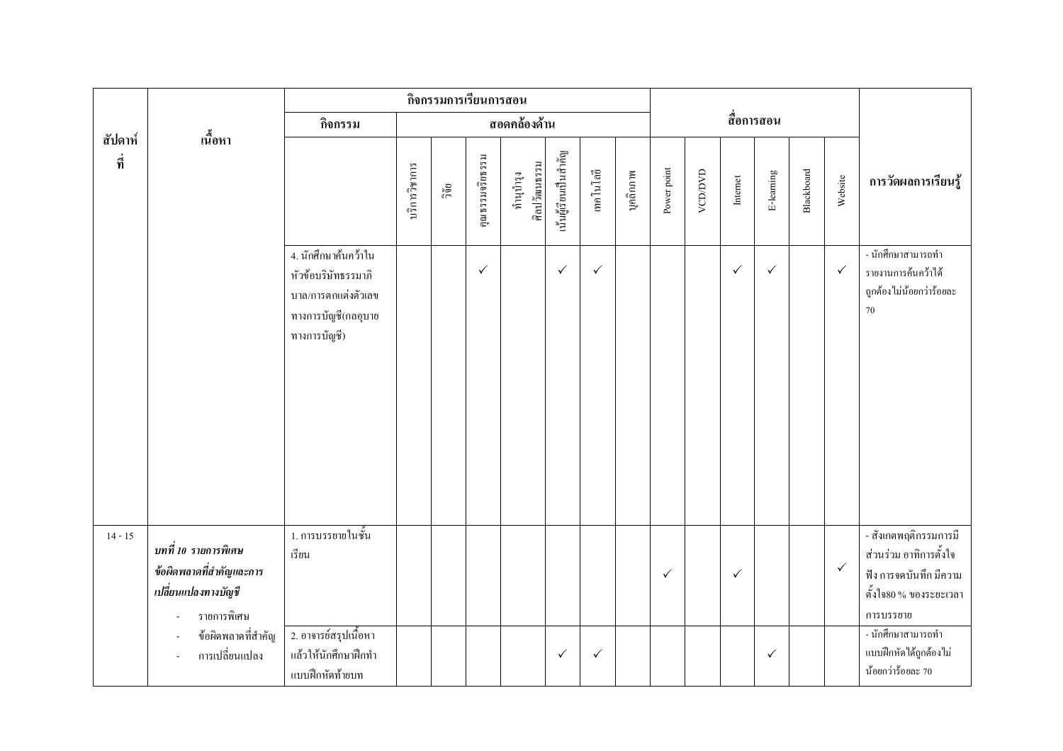| สัปดาห์ที่ | เนื้อหา | กิจกรรมการเรียนการสอน | | | | | | | | สื่อการสอน | | | | | | การวัดผลการเรียนรู้ |
|---|---|---|---|---|---|---|---|---|---|---|---|---|---|---|---|---|
| | | กิจกรรม | สอดคล้องด้าน | | | | | | | | | | | | | |
| | | | บริการวิชาการ | วิจัย | คุณธรรมจริยธรรม | ทำนุบำรุงศิลปวัฒนธรรม | เน้นผู้เรียนเป็นสำคัญ | เทคโนโลยี | บุคลิกภาพ | Power point | VCD/DVD | Internet | E-learning | Blackboard | Website | |
| | | 4. นักศึกษาค้นคว้าในหัวข้อบริษัทธรรมาภิบาล/การตกแต่งตัวเลขทางการบัญชี(กลอุบายทางการบัญชี) | | | ✓ | | ✓ | ✓ | | | | ✓ | ✓ | | ✓ | - นักศึกษาสามารถทำรายงานการค้นคว้าได้ถูกต้องไม่น้อยกว่าร้อยละ 70 |
| 14 - 15 | ***บทที่ 10 รายการพิเศษ ข้อผิดพลาดที่สำคัญและการเปลี่ยนแปลงทางบัญชี***<br>- รายการพิเศษ<br>- ข้อผิดพลาดที่สำคัญ<br>- การเปลี่ยนแปลง | 1. การบรรยายในชั้นเรียน | | | | | | | | ✓ | | ✓ | | | ✓ | - สังเกตพฤติกรรมการมีส่วนร่วม อาทิการตั้งใจฟัง การจดบันทึก มีความตั้งใจ80 % ของระยะเวลาการบรรยาย |
| | | 2. อาจารย์สรุปเนื้อหาแล้วให้นักศึกษาฝึกทำแบบฝึกหัดท้ายบท | | | | | ✓ | ✓ | | | | | ✓ | | | - นักศึกษาสามารถทำแบบฝึกหัดได้ถูกต้องไม่น้อยกว่าร้อยละ 70 |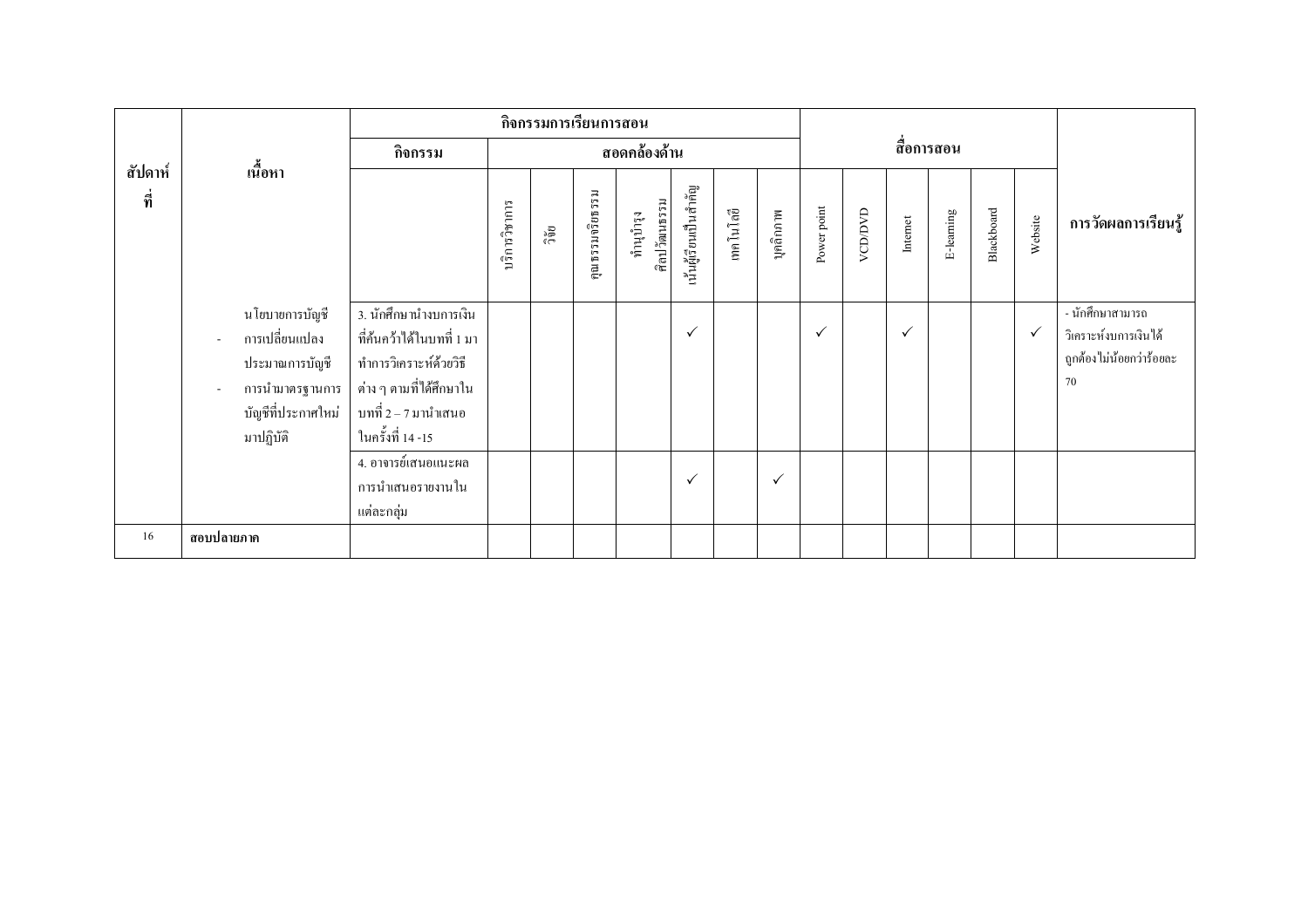| สัปดาห์ที่ | เนื้อหา | กิจกรรมการเรียนการสอน | | | | | | | | | สื่อการสอน | | | | | | | การวัดผลการเรียนรู้ |
|---|---|---|---|---|---|---|---|---|---|---|---|---|---|---|---|---|---|---|
| | | กิจกรรม | สอดคล้องด้าน | | | | | | | | | | | | | | | |
| | | | บริการวิชาการ | วิจัย | คุณธรรมจริยธรรม | ทำนุบำรุงศิลปวัฒนธรรม | เน้นผู้เรียนเป็นสำคัญ | เทคโนโลยี | บุคลิกภาพ | Power point | VCD/DVD | Internet | E-learning | Blackboard | Website | |
| | นโยบายการบัญชี<br>- การเปลี่ยนแปลงประมาณการบัญชี<br>- การนำมาตรฐานการบัญชีที่ประกาศใหม่มาปฏิบัติ | 3. นักศึกษานำงบการเงินที่ค้นคว้าได้ในบทที่ 1 มาทำการวิเคราะห์ด้วยวิธีต่าง ๆ ตามที่ได้ศึกษาในบทที่ 2 – 7 มานำเสนอในครั้งที่ 14 -15 | | | | | ✓ | | | ✓ | | ✓ | | | ✓ | - นักศึกษาสามารถวิเคราะห์งบการเงินได้ถูกต้องไม่น้อยกว่าร้อยละ 70 |
| | | 4. อาจารย์เสนอแนะผลการนำเสนอรายงานในแต่ละกลุ่ม | | | | | ✓ | | ✓ | | | | | | | |
| 16 | **สอบปลายภาค** | | | | | | | | | | | | | | | |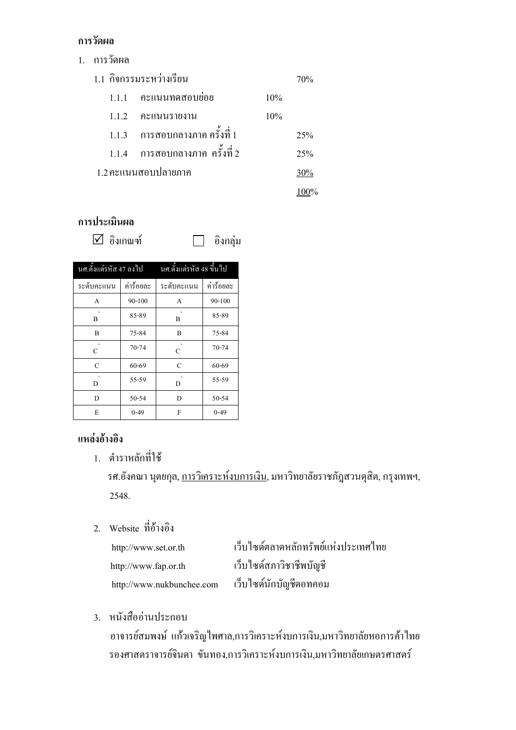**การวัดผล**

1. การวัดผล

| | | | |
|---|---|---|---|
| 1.1 กิจกรรมระหว่างเรียน | | | 70% |
| 1.1.1 | คะแนนทดสอบย่อย | 10% | |
| 1.1.2 | คะแนนรายงาน | 10% | |
| 1.1.3 | การสอบกลางภาค ครั้งที่ 1 | | 25% |
| 1.1.4 | การสอบกลางภาค ครั้งที่ 2 | | 25% |
| 1.2 คะแนนสอบปลายภาค | | | 30% |
| | | | 100% |

**การประเมินผล**

☑ อิงเกณฑ์ ☐ อิงกลุ่ม

| นศ.ตั้งแต่รหัส 47 ลงไป | | นศ.ตั้งแต่รหัส 48 ขึ้นไป | |
|---|---|---|---|
| ระดับคะแนน | ค่าร้อยละ | ระดับคะแนน | ค่าร้อยละ |
| A | 90-100 | A | 90-100 |
| B+ | 85-89 | B+ | 85-89 |
| B | 75-84 | B | 75-84 |
| C+ | 70-74 | C+ | 70-74 |
| C | 60-69 | C | 60-69 |
| D+ | 55-59 | D+ | 55-59 |
| D | 50-54 | D | 50-54 |
| E | 0-49 | F | 0-49 |

**แหล่งอ้างอิง**

1. ตำราหลักที่ใช้

   รศ.อังคณา นุตยกุล, การวิเคราะห์งบการเงิน, มหาวิทยาลัยราชภัฏสวนดุสิต, กรุงเทพฯ, 2548.

2. Website ที่อ้างอิง

   | | |
   |---|---|
   | http://www.set.or.th | เว็บไซด์ตลาดหลักทรัพย์แห่งประเทศไทย |
   | http://www.fap.or.th | เว็บไซด์สภาวิชาชีพบัญชี |
   | http://www.nukbunchee.com | เว็บไซด์นักบัญชีดอทคอม |

3. หนังสืออ่านประกอบ

   อาจารย์สมพงษ์ แก้วเจริญไพศาล,การวิเคราะห์งบการเงิน,มหาวิทยาลัยหอการค้าไทย

   รองศาสตราจารย์จินดา ขันทอง,การวิเคราะห์งบการเงิน,มหาวิทยาลัยเกษตรศาสตร์